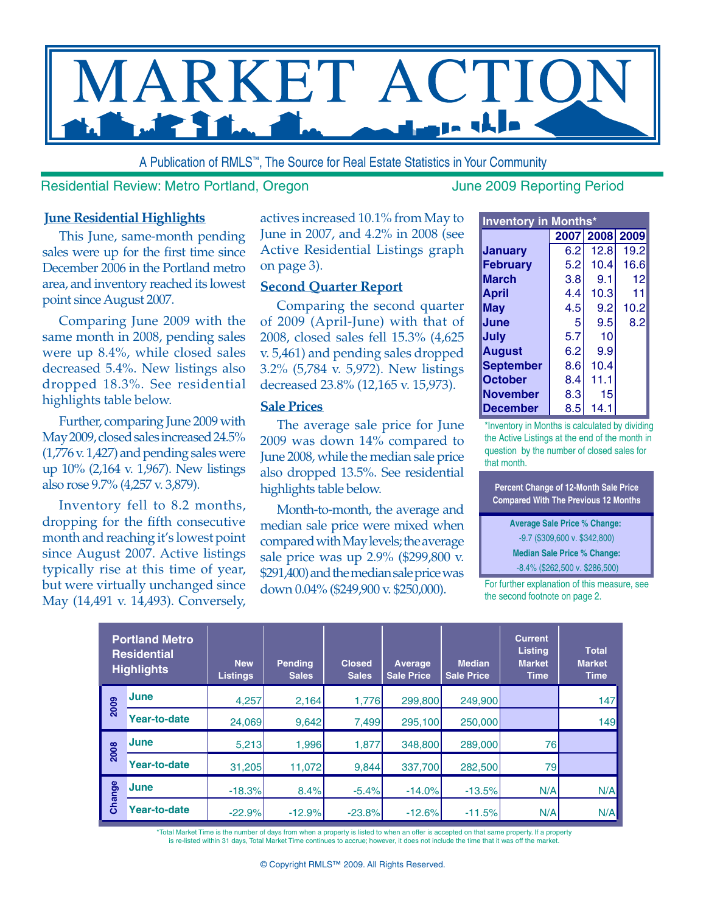# MARKET ACTION

A Publication of RMLS™, The Source for Real Estate Statistics in Your Community

Residential Review: Metro Portland, Oregon — June 2009 Reporting Period

## June Residential Highlights

This June, same-month pending sales were up for the first time since December 2006 in the Portland metro area, and inventory reached its lowest point since August 2007.

Comparing June 2009 with the same month in 2008, pending sales were up 8.4%, while closed sales decreased 5.4%. New listings also dropped 18.3%. See residential highlights table below.

Further, comparing June 2009 with May 2009, closed sales increased 24.5% (1,776 v. 1,427) and pending sales were up 10% (2,164 v. 1,967). New listings also rose 9.7% (4,257 v. 3,879).

Inventory fell to 8.2 months, dropping for the fifth consecutive month and reaching it's lowest point since August 2007. Active listings typically rise at this time of year, but were virtually unchanged since May (14,491 v. 14,493). Conversely, actives increased 10.1% from May to June in 2007, and 4.2% in 2008 (see Active Residential Listings graph on page 3).

## Second Quarter Report

Comparing the second quarter of 2009 (April-June) with that of 2008, closed sales fell 15.3% (4,625 v. 5,461) and pending sales dropped 3.2% (5,784 v. 5,972). New listings decreased 23.8% (12,165 v. 15,973).

## Sale Prices

The average sale price for June 2009 was down 14% compared to June 2008, while the median sale price also dropped 13.5%. See residential highlights table below.

Month-to-month, the average and median sale price were mixed when compared with May levels; the average sale price was up 2.9% ($299,800 v. $291,400) and the median sale price was down 0.04% ($249,900 v. $250,000).

| Inventory in Months* | 2007 | 2008 | 2009 |
|---|---|---|---|
| January | 6.2 | 12.8 | 19.2 |
| February | 5.2 | 10.4 | 16.6 |
| March | 3.8 | 9.1 | 12 |
| April | 4.4 | 10.3 | 11 |
| May | 4.5 | 9.2 | 10.2 |
| June | 5 | 9.5 | 8.2 |
| July | 5.7 | 10 | |
| August | 6.2 | 9.9 | |
| September | 8.6 | 10.4 | |
| October | 8.4 | 11.1 | |
| November | 8.3 | 15 | |
| December | 8.5 | 14.1 | |

*Inventory in Months is calculated by dividing the Active Listings at the end of the month in question by the number of closed sales for that month.

**Percent Change of 12-Month Sale Price Compared With The Previous 12 Months**

**Average Sale Price % Change:**
-9.7 ($309,600 v. $342,800)

**Median Sale Price % Change:**
-8.4% ($262,500 v. $286,500)

For further explanation of this measure, see the second footnote on page 2.

| Portland Metro Residential Highlights | | New Listings | Pending Sales | Closed Sales | Average Sale Price | Median Sale Price | Current Listing Market Time | Total Market Time |
|---|---|---|---|---|---|---|---|---|
| 2009 | June | 4,257 | 2,164 | 1,776 | 299,800 | 249,900 | | 147 |
| | Year-to-date | 24,069 | 9,642 | 7,499 | 295,100 | 250,000 | | 149 |
| 2008 | June | 5,213 | 1,996 | 1,877 | 348,800 | 289,000 | 76 | |
| | Year-to-date | 31,205 | 11,072 | 9,844 | 337,700 | 282,500 | 79 | |
| Change | June | -18.3% | 8.4% | -5.4% | -14.0% | -13.5% | N/A | N/A |
| | Year-to-date | -22.9% | -12.9% | -23.8% | -12.6% | -11.5% | N/A | N/A |

*Total Market Time is the number of days from when a property is listed to when an offer is accepted on that same property. If a property is re-listed within 31 days, Total Market Time continues to accrue; however, it does not include the time that it was off the market.

© Copyright RMLS™ 2009. All Rights Reserved.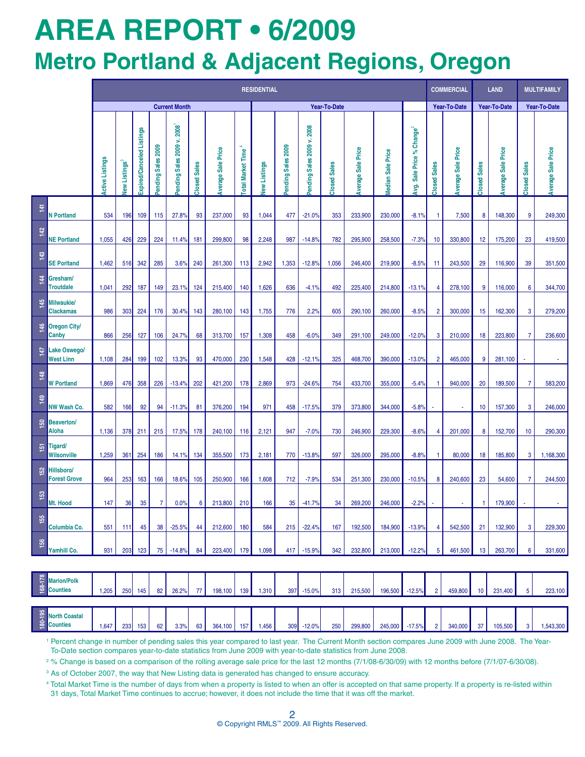# AREA REPORT • 6/2009

## Metro Portland & Adjacent Regions, Oregon

| | | RESIDENTIAL | | | | | | | | | | | | | | | COMMERCIAL | | LAND | | MULTIFAMILY | |
|---|---|---|---|---|---|---|---|---|---|---|---|---|---|---|---|---|---|---|---|---|---|---|
| | | Current Month | | | | | | | | Year-To-Date | | | | | | | Year-To-Date | | Year-To-Date | | Year-To-Date | |
| | | Active Listings | New Listings[3] | Expired/Canceled Listings | Pending Sales 2009 | Pending Sales 2009 v. 2008[1] | Closed Sales | Average Sale Price | Total Market Time[4] | New Listings | Pending Sales 2009 | Pending Sales 2009 v. 2008 | Closed Sales | Average Sale Price | Median Sale Price | Avg. Sale Price % Change[2] | Closed Sales | Average Sale Price | Closed Sales | Average Sale Price | Closed Sales | Average Sale Price |
| 141 | N Portland | 534 | 196 | 109 | 115 | 27.8% | 93 | 237,000 | 93 | 1,044 | 477 | -21.0% | 353 | 233,900 | 230,000 | -8.1% | 1 | 7,500 | 8 | 148,300 | 9 | 249,300 |
| 142 | NE Portland | 1,055 | 426 | 229 | 224 | 11.4% | 181 | 299,800 | 98 | 2,248 | 987 | -14.8% | 782 | 295,900 | 258,500 | -7.3% | 10 | 330,800 | 12 | 175,200 | 23 | 419,500 |
| 143 | SE Portland | 1,462 | 516 | 342 | 285 | 3.6% | 240 | 261,300 | 113 | 2,942 | 1,353 | -12.8% | 1,056 | 246,400 | 219,900 | -8.5% | 11 | 243,500 | 29 | 116,900 | 39 | 351,500 |
| 144 | Gresham/ Troutdale | 1,041 | 292 | 187 | 149 | 23.1% | 124 | 215,400 | 140 | 1,626 | 636 | -4.1% | 492 | 225,400 | 214,800 | -13.1% | 4 | 278,100 | 9 | 116,000 | 6 | 344,700 |
| 145 | Milwaukie/ Clackamas | 986 | 303 | 224 | 176 | 30.4% | 143 | 280,100 | 143 | 1,755 | 776 | 2.2% | 605 | 290,100 | 260,000 | -8.5% | 2 | 300,000 | 15 | 162,300 | 3 | 279,200 |
| 146 | Oregon City/ Canby | 866 | 256 | 127 | 106 | 24.7% | 68 | 313,700 | 157 | 1,308 | 458 | -6.0% | 349 | 291,100 | 249,000 | -12.0% | 3 | 210,000 | 18 | 223,800 | 7 | 236,600 |
| 147 | Lake Oswego/ West Linn | 1,108 | 284 | 199 | 102 | 13.3% | 93 | 470,000 | 230 | 1,548 | 428 | -12.1% | 325 | 468,700 | 390,000 | -13.0% | 2 | 465,000 | 9 | 281,100 | - | - |
| 148 | W Portland | 1,869 | 476 | 358 | 226 | -13.4% | 202 | 421,200 | 178 | 2,869 | 973 | -24.6% | 754 | 433,700 | 355,000 | -5.4% | 1 | 940,000 | 20 | 189,500 | 7 | 583,200 |
| 149 | NW Wash Co. | 582 | 166 | 92 | 94 | -11.3% | 81 | 376,200 | 194 | 971 | 458 | -17.5% | 379 | 373,800 | 344,000 | -5.8% | - | - | 10 | 157,300 | 3 | 246,000 |
| 150 | Beaverton/ Aloha | 1,136 | 378 | 211 | 215 | 17.5% | 178 | 240,100 | 116 | 2,121 | 947 | -7.0% | 730 | 246,900 | 229,300 | -8.6% | 4 | 201,000 | 8 | 152,700 | 10 | 290,300 |
| 151 | Tigard/ Wilsonville | 1,259 | 361 | 254 | 186 | 14.1% | 134 | 355,500 | 173 | 2,181 | 770 | -13.8% | 597 | 326,000 | 295,000 | -8.8% | 1 | 80,000 | 18 | 185,800 | 3 | 1,168,300 |
| 152 | Hillsboro/ Forest Grove | 964 | 253 | 163 | 166 | 18.6% | 105 | 250,900 | 166 | 1,608 | 712 | -7.9% | 534 | 251,300 | 230,000 | -10.5% | 8 | 240,600 | 23 | 54,600 | 7 | 244,500 |
| 153 | Mt. Hood | 147 | 36 | 35 | 7 | 0.0% | 6 | 213,800 | 210 | 166 | 35 | -41.7% | 34 | 269,200 | 246,000 | -2.2% | - | - | 1 | 179,900 | - | - |
| 155 | Columbia Co. | 551 | 111 | 45 | 38 | -25.5% | 44 | 212,600 | 180 | 584 | 215 | -22.4% | 167 | 192,500 | 184,900 | -13.9% | 4 | 542,500 | 21 | 132,900 | 3 | 229,300 |
| 156 | Yamhill Co. | 931 | 203 | 123 | 75 | -14.8% | 84 | 223,400 | 179 | 1,098 | 417 | -15.9% | 342 | 232,800 | 213,000 | -12.2% | 5 | 461,500 | 13 | 263,700 | 6 | 331,600 |
| 168-178 | Marion/Polk Counties | 1,205 | 250 | 145 | 82 | 26.2% | 77 | 198,100 | 139 | 1,310 | 397 | -15.0% | 313 | 215,500 | 196,500 | -12.5% | 2 | 459,800 | 10 | 231,400 | 5 | 223,100 |
| 180-195 | North Coastal Counties | 1,647 | 233 | 153 | 62 | 3.3% | 63 | 364,100 | 157 | 1,456 | 309 | -12.0% | 250 | 299,800 | 245,000 | -17.5% | 2 | 340,000 | 37 | 105,500 | 3 | 1,543,300 |

[1] Percent change in number of pending sales this year compared to last year. The Current Month section compares June 2009 with June 2008. The Year-To-Date section compares year-to-date statistics from June 2009 with year-to-date statistics from June 2008.

[2] % Change is based on a comparison of the rolling average sale price for the last 12 months (7/1/08-6/30/09) with 12 months before (7/1/07-6/30/08).

[3] As of October 2007, the way that New Listing data is generated has changed to ensure accuracy.

[4] Total Market Time is the number of days from when a property is listed to when an offer is accepted on that same property. If a property is re-listed within 31 days, Total Market Time continues to accrue; however, it does not include the time that it was off the market.

© Copyright RMLS™ 2009. All Rights Reserved.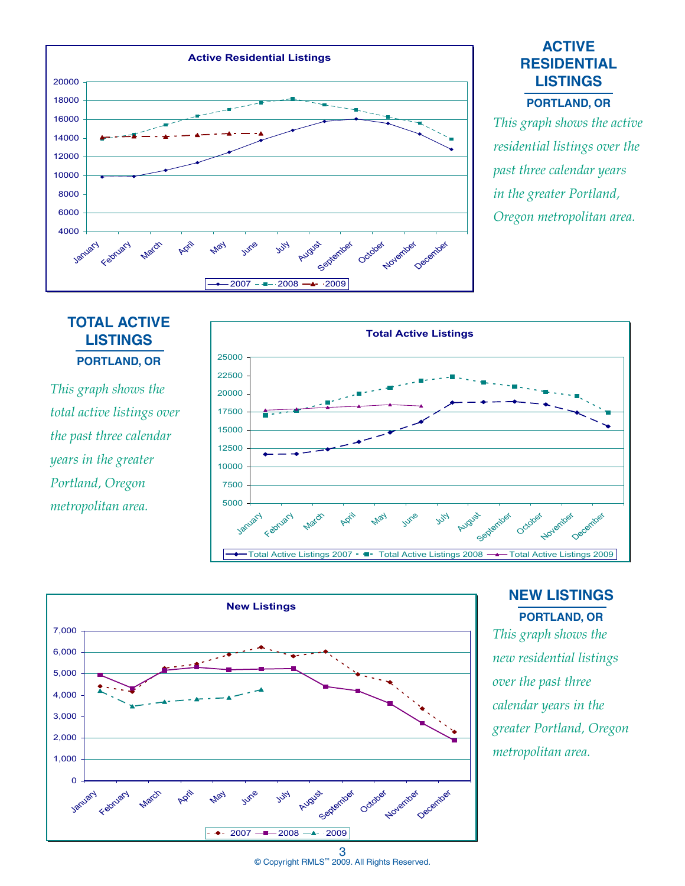## ACTIVE RESIDENTIAL LISTINGS

**PORTLAND, OR**

*This graph shows the active residential listings over the past three calendar years in the greater Portland, Oregon metropolitan area.*

**Active Residential Listings**

(Chart: y-axis 4000–20000; x-axis January–December; legend: 2007, 2008, 2009)

## TOTAL ACTIVE LISTINGS

**PORTLAND, OR**

*This graph shows the total active listings over the past three calendar years in the greater Portland, Oregon metropolitan area.*

**Total Active Listings**

(Chart: y-axis 5000–25000; x-axis January–December; legend: Total Active Listings 2007, Total Active Listings 2008, Total Active Listings 2009)

## NEW LISTINGS

**PORTLAND, OR**

*This graph shows the new residential listings over the past three calendar years in the greater Portland, Oregon metropolitan area.*

**New Listings**

(Chart: y-axis 0–7,000; x-axis January–December; legend: 2007, 2008, 2009)

© Copyright RMLS™ 2009. All Rights Reserved.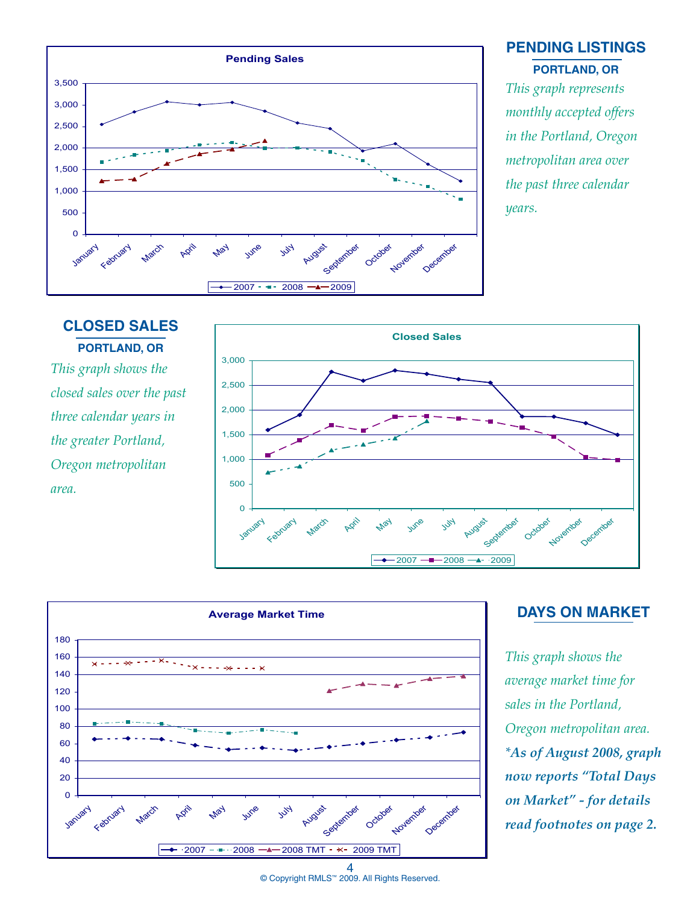## PENDING LISTINGS

### PORTLAND, OR

*This graph represents monthly accepted offers in the Portland, Oregon metropolitan area over the past three calendar years.*

**Pending Sales**

## CLOSED SALES

### PORTLAND, OR

*This graph shows the closed sales over the past three calendar years in the greater Portland, Oregon metropolitan area.*

**Closed Sales**

## DAYS ON MARKET

*This graph shows the average market time for sales in the Portland, Oregon metropolitan area.* ***\*As of August 2008, graph now reports "Total Days on Market" - for details read footnotes on page 2.***

**Average Market Time**

© Copyright RMLS™ 2009. All Rights Reserved.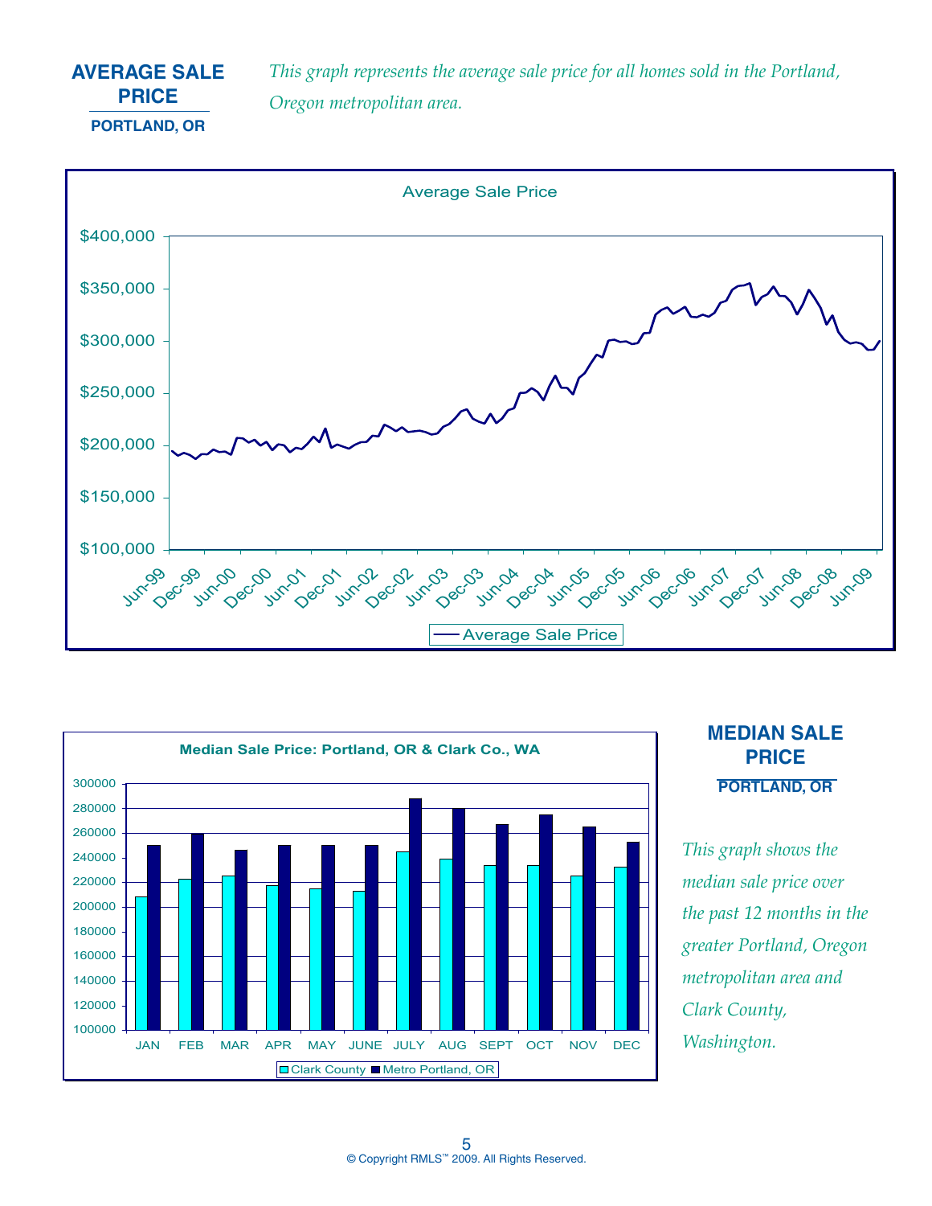## AVERAGE SALE PRICE

### PORTLAND, OR

*This graph represents the average sale price for all homes sold in the Portland, Oregon metropolitan area.*

Average Sale Price

$400,000
$350,000
$300,000
$250,000
$200,000
$150,000
$100,000

Jun-99 Dec-99 Jun-00 Dec-00 Jun-01 Dec-01 Jun-02 Dec-02 Jun-03 Dec-03 Jun-04 Dec-04 Jun-05 Dec-05 Jun-06 Dec-06 Jun-07 Dec-07 Jun-08 Dec-08 Jun-09

Average Sale Price

Median Sale Price: Portland, OR & Clark Co., WA

300000
280000
260000
240000
220000
200000
180000
160000
140000
120000
100000

JAN FEB MAR APR MAY JUNE JULY AUG SEPT OCT NOV DEC

Clark County | Metro Portland, OR

## MEDIAN SALE PRICE

### PORTLAND, OR

*This graph shows the median sale price over the past 12 months in the greater Portland, Oregon metropolitan area and Clark County, Washington.*

© Copyright RMLS™ 2009. All Rights Reserved.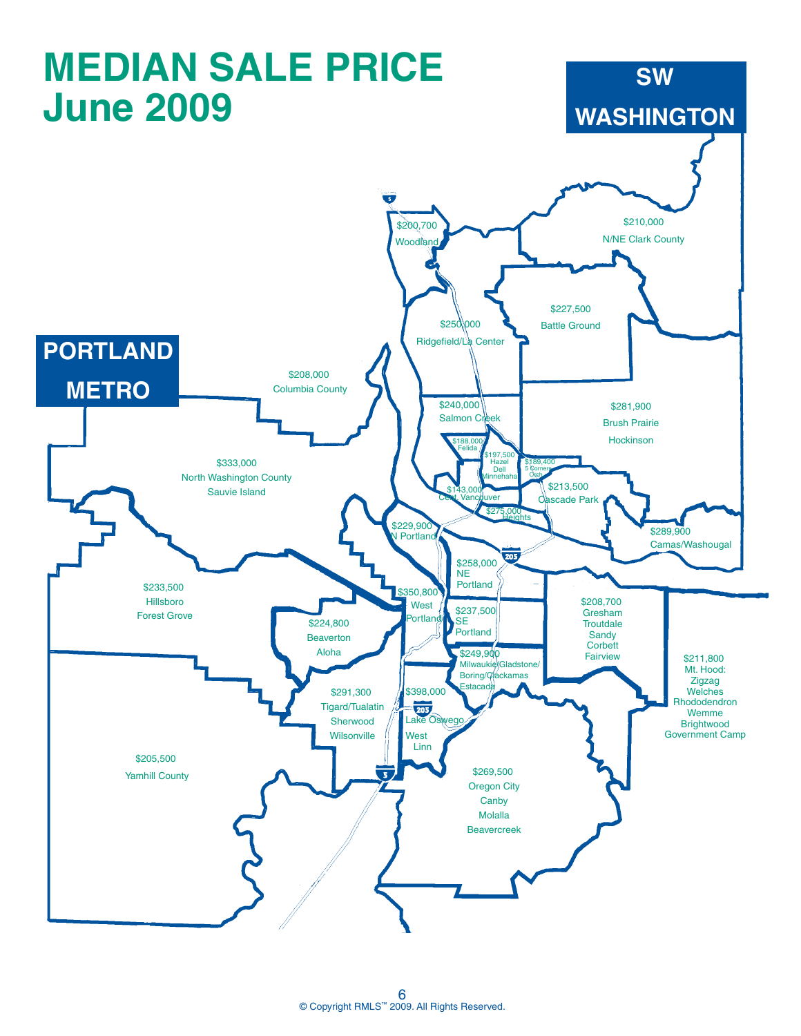# MEDIAN SALE PRICE
## June 2009

## SW WASHINGTON

| Area | Median Sale Price |
| --- | --- |
| Woodland | $200,700 |
| N/NE Clark County | $210,000 |
| Battle Ground | $227,500 |
| Ridgefield/La Center | $250,000 |
| Salmon Creek | $240,000 |
| Brush Prairie Hockinson | $281,900 |
| Felida | $188,000 |
| Hazel Dell Minnehaha | $197,500 |
| 5 Corners Orch | $189,400 |
| Cent. Vancouver | $143,000 |
| Cascade Park | $213,500 |
| Heights | $275,000 |
| Camas/Washougal | $289,900 |

## PORTLAND METRO

| Area | Median Sale Price |
| --- | --- |
| Columbia County | $208,000 |
| North Washington County Sauvie Island | $333,000 |
| N Portland | $229,900 |
| NE Portland | $258,000 |
| Hillsboro Forest Grove | $233,500 |
| West Portland | $350,800 |
| SE Portland | $237,500 |
| Gresham Troutdale Sandy Corbett Fairview | $208,700 |
| Beaverton Aloha | $224,800 |
| Milwaukie/Gladstone/ Boring/Clackamas Estacada | $249,900 |
| Mt. Hood: Zigzag Welches Rhododendron Wemme Brightwood Government Camp | $211,800 |
| Tigard/Tualatin Sherwood Wilsonville | $291,300 |
| Lake Oswego West Linn | $398,000 |
| Yamhill County | $205,500 |
| Oregon City Canby Molalla Beavercreek | $269,500 |

© Copyright RMLS™ 2009. All Rights Reserved.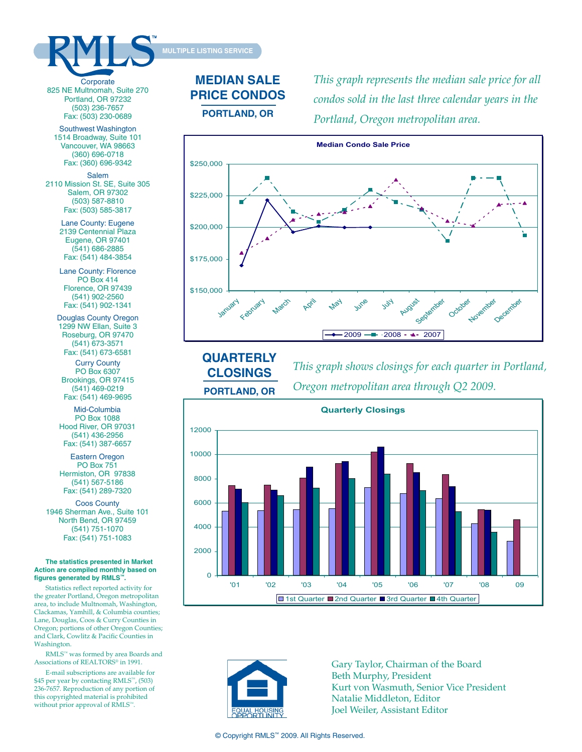RMLS™ MULTIPLE LISTING SERVICE

Corporate
825 NE Multnomah, Suite 270
Portland, OR 97232
(503) 236-7657
Fax: (503) 230-0689

Southwest Washington
1514 Broadway, Suite 101
Vancouver, WA 98663
(360) 696-0718
Fax: (360) 696-9342

Salem
2110 Mission St. SE, Suite 305
Salem, OR 97302
(503) 587-8810
Fax: (503) 585-3817

Lane County: Eugene
2139 Centennial Plaza
Eugene, OR 97401
(541) 686-2885
Fax: (541) 484-3854

Lane County: Florence
PO Box 414
Florence, OR 97439
(541) 902-2560
Fax: (541) 902-1341

Douglas County Oregon
1299 NW Ellan, Suite 3
Roseburg, OR 97470
(541) 673-3571
Fax: (541) 673-6581

Curry County
PO Box 6307
Brookings, OR 97415
(541) 469-0219
Fax: (541) 469-9695

Mid-Columbia
PO Box 1088
Hood River, OR 97031
(541) 436-2956
Fax: (541) 387-6657

Eastern Oregon
PO Box 751
Hermiston, OR 97838
(541) 567-5186
Fax: (541) 289-7320

Coos County
1946 Sherman Ave., Suite 101
North Bend, OR 97459
(541) 751-1070
Fax: (541) 751-1083

**The statistics presented in Market Action are compiled monthly based on figures generated by RMLS™.**

Statistics reflect reported activity for the greater Portland, Oregon metropolitan area, to include Multnomah, Washington, Clackamas, Yamhill, & Columbia counties; Lane, Douglas, Coos & Curry Counties in Oregon; portions of other Oregon Counties; and Clark, Cowlitz & Pacific Counties in Washington.

RMLS™ was formed by area Boards and Associations of REALTORS® in 1991.

E-mail subscriptions are available for $45 per year by contacting RMLS™, (503) 236-7657. Reproduction of any portion of this copyrighted material is prohibited without prior approval of RMLS™.

## MEDIAN SALE PRICE CONDOS

### PORTLAND, OR

*This graph represents the median sale price for all condos sold in the last three calendar years in the Portland, Oregon metropolitan area.*

Median Condo Sale Price

$250,000
$225,000
$200,000
$175,000
$150,000

January February March April May June July August September October November December

2009 2008 2007

## QUARTERLY CLOSINGS

### PORTLAND, OR

*This graph shows closings for each quarter in Portland, Oregon metropolitan area through Q2 2009.*

Quarterly Closings

12000
10000
8000
6000
4000
2000
0

'01 '02 '03 '04 '05 '06 '07 '08 09

1st Quarter 2nd Quarter 3rd Quarter 4th Quarter

EQUAL HOUSING OPPORTUNITY

Gary Taylor, Chairman of the Board
Beth Murphy, President
Kurt von Wasmuth, Senior Vice President
Natalie Middleton, Editor
Joel Weiler, Assistant Editor

© Copyright RMLS™ 2009. All Rights Reserved.